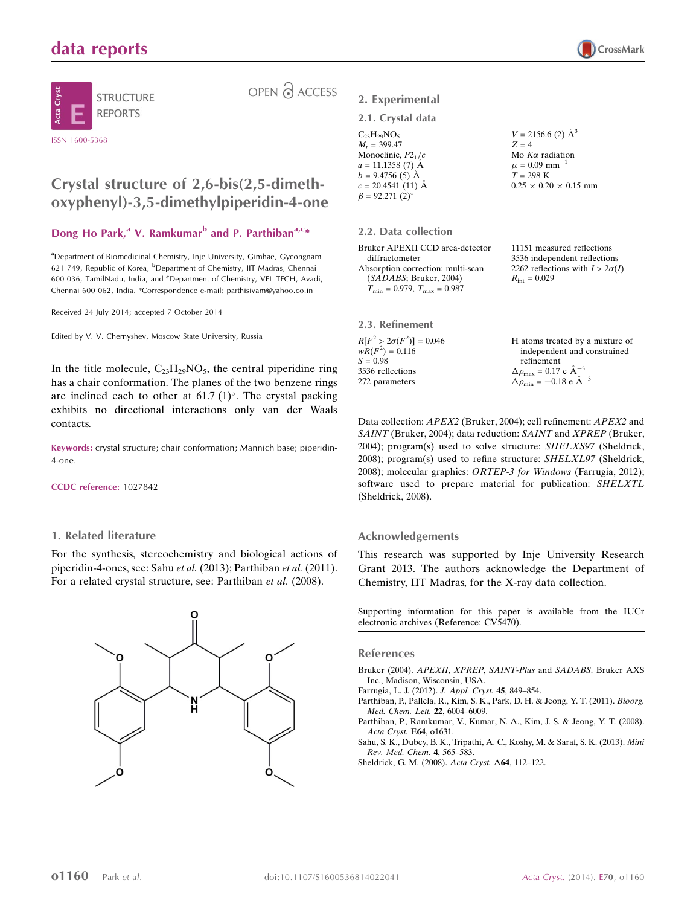# data reports

STRUCTURE REPORTS

ISSN 1600-5368

OPEN ACCESS

# Crystal structure of 2,6-bis(2,5-dimethoxyphenyl)-3,5-dimethylpiperidin-4-one

**Dong Ho Park,[a] V. Ramkumar[b] and P. Parthiban[a,c]***

[a]Department of Biomedicinal Chemistry, Inje University, Gimhae, Gyeongnam 621 749, Republic of Korea, [b]Department of Chemistry, IIT Madras, Chennai 600 036, TamilNadu, India, and [c]Department of Chemistry, VEL TECH, Avadi, Chennai 600 062, India. *Correspondence e-mail: parthisivam@yahoo.co.in

Received 24 July 2014; accepted 7 October 2014

Edited by V. V. Chernyshev, Moscow State University, Russia

In the title molecule, $C_{23}H_{29}NO_5$, the central piperidine ring has a chair conformation. The planes of the two benzene rings are inclined each to other at 61.7 (1)°. The crystal packing exhibits no directional interactions only van der Waals contacts.

**Keywords:** crystal structure; chair conformation; Mannich base; piperidin-4-one.

**CCDC reference**: 1027842

## 1. Related literature

For the synthesis, stereochemistry and biological actions of piperidin-4-ones, see: Sahu *et al.* (2013); Parthiban *et al.* (2011). For a related crystal structure, see: Parthiban *et al.* (2008).

## 2. Experimental

### 2.1. Crystal data

$C_{23}H_{29}NO_5$
$M_r$ = 399.47
Monoclinic, $P2_1/c$
$a$ = 11.1358 (7) Å
$b$ = 9.4756 (5) Å
$c$ = 20.4541 (11) Å
$\beta$ = 92.271 (2)°
$V$ = 2156.6 (2) Å$^3$
$Z$ = 4
Mo $K\alpha$ radiation
$\mu$ = 0.09 mm$^{-1}$
$T$ = 298 K
0.25 × 0.20 × 0.15 mm

### 2.2. Data collection

Bruker APEXII CCD area-detector diffractometer
Absorption correction: multi-scan (*SADABS*; Bruker, 2004)
$T_{min}$ = 0.979, $T_{max}$ = 0.987
11151 measured reflections
3536 independent reflections
2262 reflections with $I > 2\sigma(I)$
$R_{int}$ = 0.029

### 2.3. Refinement

$R[F^2 > 2\sigma(F^2)]$ = 0.046
$wR(F^2)$ = 0.116
$S$ = 0.98
3536 reflections
272 parameters
H atoms treated by a mixture of independent and constrained refinement
$\Delta\rho_{max}$ = 0.17 e Å$^{-3}$
$\Delta\rho_{min}$ = −0.18 e Å$^{-3}$

Data collection: *APEX2* (Bruker, 2004); cell refinement: *APEX2* and *SAINT* (Bruker, 2004); data reduction: *SAINT* and *XPREP* (Bruker, 2004); program(s) used to solve structure: *SHELXS97* (Sheldrick, 2008); program(s) used to refine structure: *SHELXL97* (Sheldrick, 2008); molecular graphics: *ORTEP-3 for Windows* (Farrugia, 2012); software used to prepare material for publication: *SHELXTL* (Sheldrick, 2008).

## Acknowledgements

This research was supported by Inje University Research Grant 2013. The authors acknowledge the Department of Chemistry, IIT Madras, for the X-ray data collection.

Supporting information for this paper is available from the IUCr electronic archives (Reference: CV5470).

## References

Bruker (2004). *APEXII*, *XPREP*, *SAINT-Plus* and *SADABS*. Bruker AXS Inc., Madison, Wisconsin, USA.

Farrugia, L. J. (2012). *J. Appl. Cryst.* **45**, 849–854.

Parthiban, P., Pallela, R., Kim, S. K., Park, D. H. & Jeong, Y. T. (2011). *Bioorg. Med. Chem. Lett.* **22**, 6004–6009.

Parthiban, P., Ramkumar, V., Kumar, N. A., Kim, J. S. & Jeong, Y. T. (2008). *Acta Cryst.* E**64**, o1631.

Sahu, S. K., Dubey, B. K., Tripathi, A. C., Koshy, M. & Saraf, S. K. (2013). *Mini Rev. Med. Chem.* **4**, 565–583.

Sheldrick, G. M. (2008). *Acta Cryst.* A**64**, 112–122.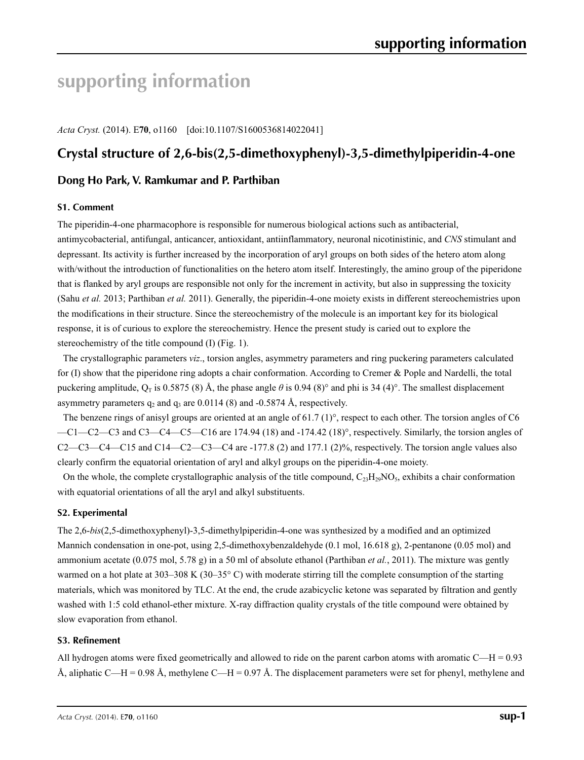# supporting information

*Acta Cryst.* (2014). E**70**, o1160 [doi:10.1107/S1600536814022041]

## Crystal structure of 2,6-bis(2,5-dimethoxyphenyl)-3,5-dimethylpiperidin-4-one

### Dong Ho Park, V. Ramkumar and P. Parthiban

#### S1. Comment

The piperidin-4-one pharmacophore is responsible for numerous biological actions such as antibacterial, antimycobacterial, antifungal, anticancer, antioxidant, antiinflammatory, neuronal nicotinistinic, and *CNS* stimulant and depressant. Its activity is further increased by the incorporation of aryl groups on both sides of the hetero atom along with/without the introduction of functionalities on the hetero atom itself. Interestingly, the amino group of the piperidone that is flanked by aryl groups are responsible not only for the increment in activity, but also in suppressing the toxicity (Sahu *et al.* 2013; Parthiban *et al.* 2011). Generally, the piperidin-4-one moiety exists in different stereochemistries upon the modifications in their structure. Since the stereochemistry of the molecule is an important key for its biological response, it is of curious to explore the stereochemistry. Hence the present study is caried out to explore the stereochemistry of the title compound (I) (Fig. 1).

The crystallographic parameters *viz*., torsion angles, asymmetry parameters and ring puckering parameters calculated for (I) show that the piperidone ring adopts a chair conformation. According to Cremer & Pople and Nardelli, the total puckering amplitude, $Q_T$ is 0.5875 (8) Å, the phase angle $\theta$ is 0.94 (8)° and phi is 34 (4)°. The smallest displacement asymmetry parameters $q_2$ and $q_3$ are 0.0114 (8) and -0.5874 Å, respectively.

The benzene rings of anisyl groups are oriented at an angle of 61.7 (1)°, respect to each other. The torsion angles of C6—C1—C2—C3 and C3—C4—C5—C16 are 174.94 (18) and -174.42 (18)°, respectively. Similarly, the torsion angles of C2—C3—C4—C15 and C14—C2—C3—C4 are -177.8 (2) and 177.1 (2)%, respectively. The torsion angle values also clearly confirm the equatorial orientation of aryl and alkyl groups on the piperidin-4-one moiety.

On the whole, the complete crystallographic analysis of the title compound, $C_{23}H_{29}NO_5$, exhibits a chair conformation with equatorial orientations of all the aryl and alkyl substituents.

#### S2. Experimental

The 2,6-*bis*(2,5-dimethoxyphenyl)-3,5-dimethylpiperidin-4-one was synthesized by a modified and an optimized Mannich condensation in one-pot, using 2,5-dimethoxybenzaldehyde (0.1 mol, 16.618 g), 2-pentanone (0.05 mol) and ammonium acetate (0.075 mol, 5.78 g) in a 50 ml of absolute ethanol (Parthiban *et al.*, 2011). The mixture was gently warmed on a hot plate at 303–308 K (30–35° C) with moderate stirring till the complete consumption of the starting materials, which was monitored by TLC. At the end, the crude azabicyclic ketone was separated by filtration and gently washed with 1:5 cold ethanol-ether mixture. X-ray diffraction quality crystals of the title compound were obtained by slow evaporation from ethanol.

#### S3. Refinement

All hydrogen atoms were fixed geometrically and allowed to ride on the parent carbon atoms with aromatic C—H = 0.93 Å, aliphatic C—H = 0.98 Å, methylene C—H = 0.97 Å. The displacement parameters were set for phenyl, methylene and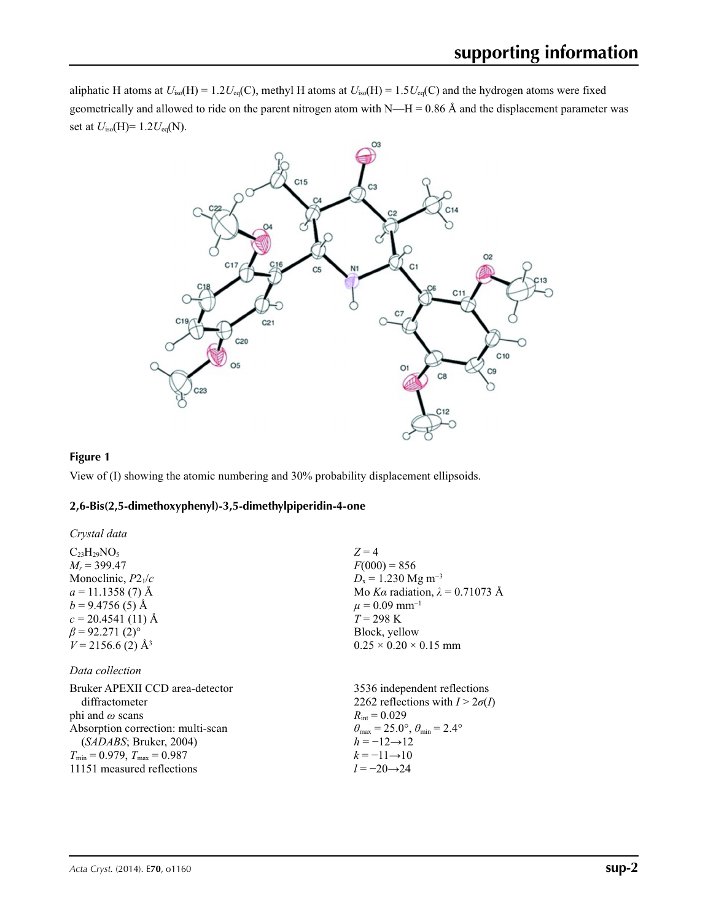aliphatic H atoms at $U_{iso}(H) = 1.2U_{eq}(C)$, methyl H atoms at $U_{iso}(H) = 1.5U_{eq}(C)$ and the hydrogen atoms were fixed geometrically and allowed to ride on the parent nitrogen atom with N—H = 0.86 Å and the displacement parameter was set at $U_{iso}(H)= 1.2U_{eq}(N)$.

**Figure 1**

View of (I) showing the atomic numbering and 30% probability displacement ellipsoids.

### 2,6-Bis(2,5-dimethoxyphenyl)-3,5-dimethylpiperidin-4-one

*Crystal data*

$C_{23}H_{29}NO_5$
$M_r = 399.47$
Monoclinic, $P2_1/c$
$a = 11.1358$ (7) Å
$b = 9.4756$ (5) Å
$c = 20.4541$ (11) Å
$\beta = 92.271$ (2)°
$V = 2156.6$ (2) Å$^3$
$Z = 4$
$F(000) = 856$
$D_x = 1.230$ Mg m$^{-3}$
Mo $K\alpha$ radiation, $\lambda = 0.71073$ Å
$\mu = 0.09$ mm$^{-1}$
$T = 298$ K
Block, yellow
0.25 × 0.20 × 0.15 mm

*Data collection*

Bruker APEXII CCD area-detector diffractometer
phi and $\omega$ scans
Absorption correction: multi-scan (*SADABS*; Bruker, 2004)
$T_{min} = 0.979$, $T_{max} = 0.987$
11151 measured reflections
3536 independent reflections
2262 reflections with $I > 2\sigma(I)$
$R_{int} = 0.029$
$\theta_{max} = 25.0°$, $\theta_{min} = 2.4°$
$h = -12 \rightarrow 12$
$k = -11 \rightarrow 10$
$l = -20 \rightarrow 24$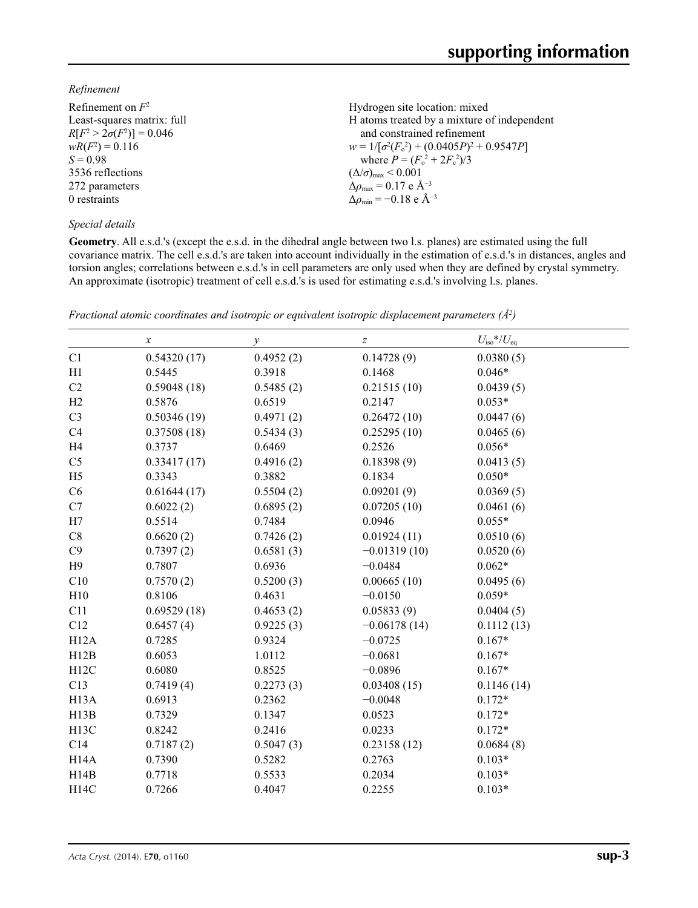*Refinement*

Refinement on $F^2$
Least-squares matrix: full
$R[F^2 > 2\sigma(F^2)] = 0.046$
$wR(F^2) = 0.116$
$S = 0.98$
3536 reflections
272 parameters
0 restraints
Hydrogen site location: mixed
H atoms treated by a mixture of independent and constrained refinement
$w = 1/[\sigma^2(F_o^2) + (0.0405P)^2 + 0.9547P]$
where $P = (F_o^2 + 2F_c^2)/3$
$(\Delta/\sigma)_{max} < 0.001$
$\Delta\rho_{max} = 0.17$ e Å$^{-3}$
$\Delta\rho_{min} = -0.18$ e Å$^{-3}$

*Special details*

**Geometry**. All e.s.d.'s (except the e.s.d. in the dihedral angle between two l.s. planes) are estimated using the full covariance matrix. The cell e.s.d.'s are taken into account individually in the estimation of e.s.d.'s in distances, angles and torsion angles; correlations between e.s.d.'s in cell parameters are only used when they are defined by crystal symmetry. An approximate (isotropic) treatment of cell e.s.d.'s is used for estimating e.s.d.'s involving l.s. planes.

*Fractional atomic coordinates and isotropic or equivalent isotropic displacement parameters (Å$^2$)*

| | $x$ | $y$ | $z$ | $U_{iso}$\*/$U_{eq}$ |
|---|---|---|---|---|
| C1 | 0.54320 (17) | 0.4952 (2) | 0.14728 (9) | 0.0380 (5) |
| H1 | 0.5445 | 0.3918 | 0.1468 | 0.046* |
| C2 | 0.59048 (18) | 0.5485 (2) | 0.21515 (10) | 0.0439 (5) |
| H2 | 0.5876 | 0.6519 | 0.2147 | 0.053* |
| C3 | 0.50346 (19) | 0.4971 (2) | 0.26472 (10) | 0.0447 (6) |
| C4 | 0.37508 (18) | 0.5434 (3) | 0.25295 (10) | 0.0465 (6) |
| H4 | 0.3737 | 0.6469 | 0.2526 | 0.056* |
| C5 | 0.33417 (17) | 0.4916 (2) | 0.18398 (9) | 0.0413 (5) |
| H5 | 0.3343 | 0.3882 | 0.1834 | 0.050* |
| C6 | 0.61644 (17) | 0.5504 (2) | 0.09201 (9) | 0.0369 (5) |
| C7 | 0.6022 (2) | 0.6895 (2) | 0.07205 (10) | 0.0461 (6) |
| H7 | 0.5514 | 0.7484 | 0.0946 | 0.055* |
| C8 | 0.6620 (2) | 0.7426 (2) | 0.01924 (11) | 0.0510 (6) |
| C9 | 0.7397 (2) | 0.6581 (3) | −0.01319 (10) | 0.0520 (6) |
| H9 | 0.7807 | 0.6936 | −0.0484 | 0.062* |
| C10 | 0.7570 (2) | 0.5200 (3) | 0.00665 (10) | 0.0495 (6) |
| H10 | 0.8106 | 0.4631 | −0.0150 | 0.059* |
| C11 | 0.69529 (18) | 0.4653 (2) | 0.05833 (9) | 0.0404 (5) |
| C12 | 0.6457 (4) | 0.9225 (3) | −0.06178 (14) | 0.1112 (13) |
| H12A | 0.7285 | 0.9324 | −0.0725 | 0.167* |
| H12B | 0.6053 | 1.0112 | −0.0681 | 0.167* |
| H12C | 0.6080 | 0.8525 | −0.0896 | 0.167* |
| C13 | 0.7419 (4) | 0.2273 (3) | 0.03408 (15) | 0.1146 (14) |
| H13A | 0.6913 | 0.2362 | −0.0048 | 0.172* |
| H13B | 0.7329 | 0.1347 | 0.0523 | 0.172* |
| H13C | 0.8242 | 0.2416 | 0.0233 | 0.172* |
| C14 | 0.7187 (2) | 0.5047 (3) | 0.23158 (12) | 0.0684 (8) |
| H14A | 0.7390 | 0.5282 | 0.2763 | 0.103* |
| H14B | 0.7718 | 0.5533 | 0.2034 | 0.103* |
| H14C | 0.7266 | 0.4047 | 0.2255 | 0.103* |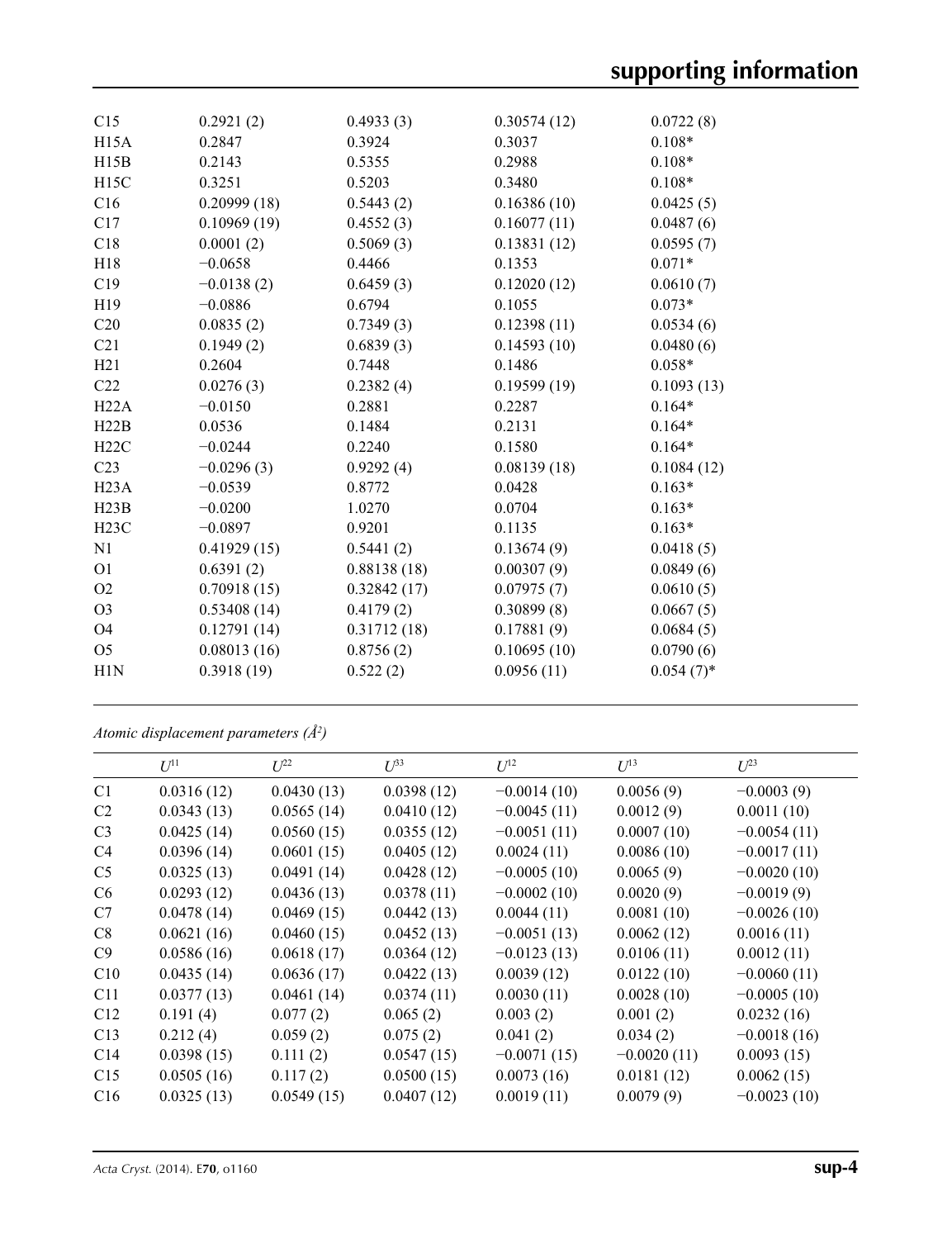| | | | | |
|---|---|---|---|---|
| C15 | 0.2921 (2) | 0.4933 (3) | 0.30574 (12) | 0.0722 (8) |
| H15A | 0.2847 | 0.3924 | 0.3037 | 0.108* |
| H15B | 0.2143 | 0.5355 | 0.2988 | 0.108* |
| H15C | 0.3251 | 0.5203 | 0.3480 | 0.108* |
| C16 | 0.20999 (18) | 0.5443 (2) | 0.16386 (10) | 0.0425 (5) |
| C17 | 0.10969 (19) | 0.4552 (3) | 0.16077 (11) | 0.0487 (6) |
| C18 | 0.0001 (2) | 0.5069 (3) | 0.13831 (12) | 0.0595 (7) |
| H18 | −0.0658 | 0.4466 | 0.1353 | 0.071* |
| C19 | −0.0138 (2) | 0.6459 (3) | 0.12020 (12) | 0.0610 (7) |
| H19 | −0.0886 | 0.6794 | 0.1055 | 0.073* |
| C20 | 0.0835 (2) | 0.7349 (3) | 0.12398 (11) | 0.0534 (6) |
| C21 | 0.1949 (2) | 0.6839 (3) | 0.14593 (10) | 0.0480 (6) |
| H21 | 0.2604 | 0.7448 | 0.1486 | 0.058* |
| C22 | 0.0276 (3) | 0.2382 (4) | 0.19599 (19) | 0.1093 (13) |
| H22A | −0.0150 | 0.2881 | 0.2287 | 0.164* |
| H22B | 0.0536 | 0.1484 | 0.2131 | 0.164* |
| H22C | −0.0244 | 0.2240 | 0.1580 | 0.164* |
| C23 | −0.0296 (3) | 0.9292 (4) | 0.08139 (18) | 0.1084 (12) |
| H23A | −0.0539 | 0.8772 | 0.0428 | 0.163* |
| H23B | −0.0200 | 1.0270 | 0.0704 | 0.163* |
| H23C | −0.0897 | 0.9201 | 0.1135 | 0.163* |
| N1 | 0.41929 (15) | 0.5441 (2) | 0.13674 (9) | 0.0418 (5) |
| O1 | 0.6391 (2) | 0.88138 (18) | 0.00307 (9) | 0.0849 (6) |
| O2 | 0.70918 (15) | 0.32842 (17) | 0.07975 (7) | 0.0610 (5) |
| O3 | 0.53408 (14) | 0.4179 (2) | 0.30899 (8) | 0.0667 (5) |
| O4 | 0.12791 (14) | 0.31712 (18) | 0.17881 (9) | 0.0684 (5) |
| O5 | 0.08013 (16) | 0.8756 (2) | 0.10695 (10) | 0.0790 (6) |
| H1N | 0.3918 (19) | 0.522 (2) | 0.0956 (11) | 0.054 (7)* |

*Atomic displacement parameters (Å²)*

| | $U^{11}$ | $U^{22}$ | $U^{33}$ | $U^{12}$ | $U^{13}$ | $U^{23}$ |
|---|---|---|---|---|---|---|
| C1 | 0.0316 (12) | 0.0430 (13) | 0.0398 (12) | −0.0014 (10) | 0.0056 (9) | −0.0003 (9) |
| C2 | 0.0343 (13) | 0.0565 (14) | 0.0410 (12) | −0.0045 (11) | 0.0012 (9) | 0.0011 (10) |
| C3 | 0.0425 (14) | 0.0560 (15) | 0.0355 (12) | −0.0051 (11) | 0.0007 (10) | −0.0054 (11) |
| C4 | 0.0396 (14) | 0.0601 (15) | 0.0405 (12) | 0.0024 (11) | 0.0086 (10) | −0.0017 (11) |
| C5 | 0.0325 (13) | 0.0491 (14) | 0.0428 (12) | −0.0005 (10) | 0.0065 (9) | −0.0020 (10) |
| C6 | 0.0293 (12) | 0.0436 (13) | 0.0378 (11) | −0.0002 (10) | 0.0020 (9) | −0.0019 (9) |
| C7 | 0.0478 (14) | 0.0469 (15) | 0.0442 (13) | 0.0044 (11) | 0.0081 (10) | −0.0026 (10) |
| C8 | 0.0621 (16) | 0.0460 (15) | 0.0452 (13) | −0.0051 (13) | 0.0062 (12) | 0.0016 (11) |
| C9 | 0.0586 (16) | 0.0618 (17) | 0.0364 (12) | −0.0123 (13) | 0.0106 (11) | 0.0012 (11) |
| C10 | 0.0435 (14) | 0.0636 (17) | 0.0422 (13) | 0.0039 (12) | 0.0122 (10) | −0.0060 (11) |
| C11 | 0.0377 (13) | 0.0461 (14) | 0.0374 (11) | 0.0030 (11) | 0.0028 (10) | −0.0005 (10) |
| C12 | 0.191 (4) | 0.077 (2) | 0.065 (2) | 0.003 (2) | 0.001 (2) | 0.0232 (16) |
| C13 | 0.212 (4) | 0.059 (2) | 0.075 (2) | 0.041 (2) | 0.034 (2) | −0.0018 (16) |
| C14 | 0.0398 (15) | 0.111 (2) | 0.0547 (15) | −0.0071 (15) | −0.0020 (11) | 0.0093 (15) |
| C15 | 0.0505 (16) | 0.117 (2) | 0.0500 (15) | 0.0073 (16) | 0.0181 (12) | 0.0062 (15) |
| C16 | 0.0325 (13) | 0.0549 (15) | 0.0407 (12) | 0.0019 (11) | 0.0079 (9) | −0.0023 (10) |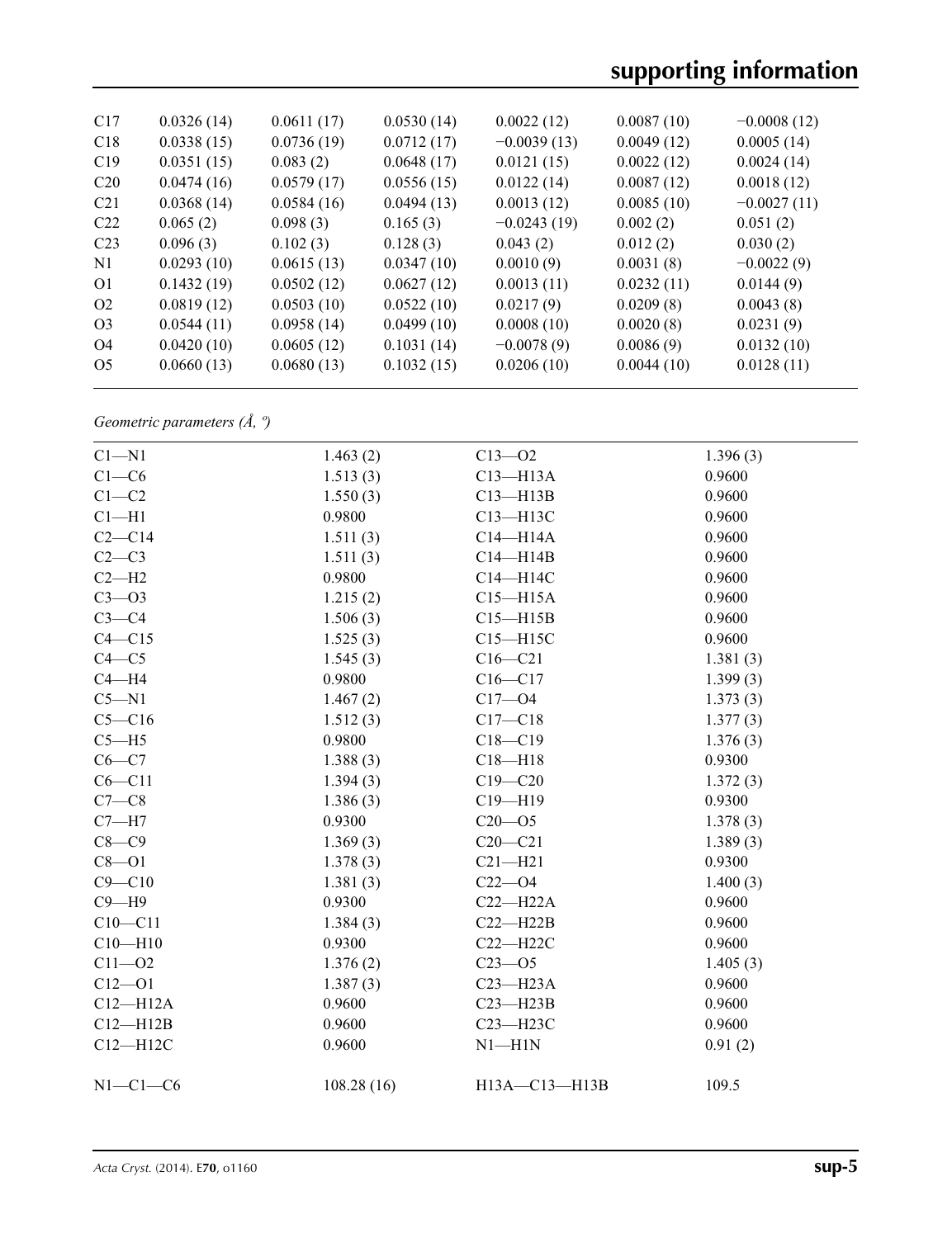| C17 | 0.0326 (14) | 0.0611 (17) | 0.0530 (14) | 0.0022 (12) | 0.0087 (10) | −0.0008 (12) |
|---|---|---|---|---|---|---|
| C18 | 0.0338 (15) | 0.0736 (19) | 0.0712 (17) | −0.0039 (13) | 0.0049 (12) | 0.0005 (14) |
| C19 | 0.0351 (15) | 0.083 (2) | 0.0648 (17) | 0.0121 (15) | 0.0022 (12) | 0.0024 (14) |
| C20 | 0.0474 (16) | 0.0579 (17) | 0.0556 (15) | 0.0122 (14) | 0.0087 (12) | 0.0018 (12) |
| C21 | 0.0368 (14) | 0.0584 (16) | 0.0494 (13) | 0.0013 (12) | 0.0085 (10) | −0.0027 (11) |
| C22 | 0.065 (2) | 0.098 (3) | 0.165 (3) | −0.0243 (19) | 0.002 (2) | 0.051 (2) |
| C23 | 0.096 (3) | 0.102 (3) | 0.128 (3) | 0.043 (2) | 0.012 (2) | 0.030 (2) |
| N1 | 0.0293 (10) | 0.0615 (13) | 0.0347 (10) | 0.0010 (9) | 0.0031 (8) | −0.0022 (9) |
| O1 | 0.1432 (19) | 0.0502 (12) | 0.0627 (12) | 0.0013 (11) | 0.0232 (11) | 0.0144 (9) |
| O2 | 0.0819 (12) | 0.0503 (10) | 0.0522 (10) | 0.0217 (9) | 0.0209 (8) | 0.0043 (8) |
| O3 | 0.0544 (11) | 0.0958 (14) | 0.0499 (10) | 0.0008 (10) | 0.0020 (8) | 0.0231 (9) |
| O4 | 0.0420 (10) | 0.0605 (12) | 0.1031 (14) | −0.0078 (9) | 0.0086 (9) | 0.0132 (10) |
| O5 | 0.0660 (13) | 0.0680 (13) | 0.1032 (15) | 0.0206 (10) | 0.0044 (10) | 0.0128 (11) |

*Geometric parameters (Å, º)*

| | | | |
|---|---|---|---|
| C1—N1 | 1.463 (2) | C13—O2 | 1.396 (3) |
| C1—C6 | 1.513 (3) | C13—H13A | 0.9600 |
| C1—C2 | 1.550 (3) | C13—H13B | 0.9600 |
| C1—H1 | 0.9800 | C13—H13C | 0.9600 |
| C2—C14 | 1.511 (3) | C14—H14A | 0.9600 |
| C2—C3 | 1.511 (3) | C14—H14B | 0.9600 |
| C2—H2 | 0.9800 | C14—H14C | 0.9600 |
| C3—O3 | 1.215 (2) | C15—H15A | 0.9600 |
| C3—C4 | 1.506 (3) | C15—H15B | 0.9600 |
| C4—C15 | 1.525 (3) | C15—H15C | 0.9600 |
| C4—C5 | 1.545 (3) | C16—C21 | 1.381 (3) |
| C4—H4 | 0.9800 | C16—C17 | 1.399 (3) |
| C5—N1 | 1.467 (2) | C17—O4 | 1.373 (3) |
| C5—C16 | 1.512 (3) | C17—C18 | 1.377 (3) |
| C5—H5 | 0.9800 | C18—C19 | 1.376 (3) |
| C6—C7 | 1.388 (3) | C18—H18 | 0.9300 |
| C6—C11 | 1.394 (3) | C19—C20 | 1.372 (3) |
| C7—C8 | 1.386 (3) | C19—H19 | 0.9300 |
| C7—H7 | 0.9300 | C20—O5 | 1.378 (3) |
| C8—C9 | 1.369 (3) | C20—C21 | 1.389 (3) |
| C8—O1 | 1.378 (3) | C21—H21 | 0.9300 |
| C9—C10 | 1.381 (3) | C22—O4 | 1.400 (3) |
| C9—H9 | 0.9300 | C22—H22A | 0.9600 |
| C10—C11 | 1.384 (3) | C22—H22B | 0.9600 |
| C10—H10 | 0.9300 | C22—H22C | 0.9600 |
| C11—O2 | 1.376 (2) | C23—O5 | 1.405 (3) |
| C12—O1 | 1.387 (3) | C23—H23A | 0.9600 |
| C12—H12A | 0.9600 | C23—H23B | 0.9600 |
| C12—H12B | 0.9600 | C23—H23C | 0.9600 |
| C12—H12C | 0.9600 | N1—H1N | 0.91 (2) |
| | | | |
| N1—C1—C6 | 108.28 (16) | H13A—C13—H13B | 109.5 |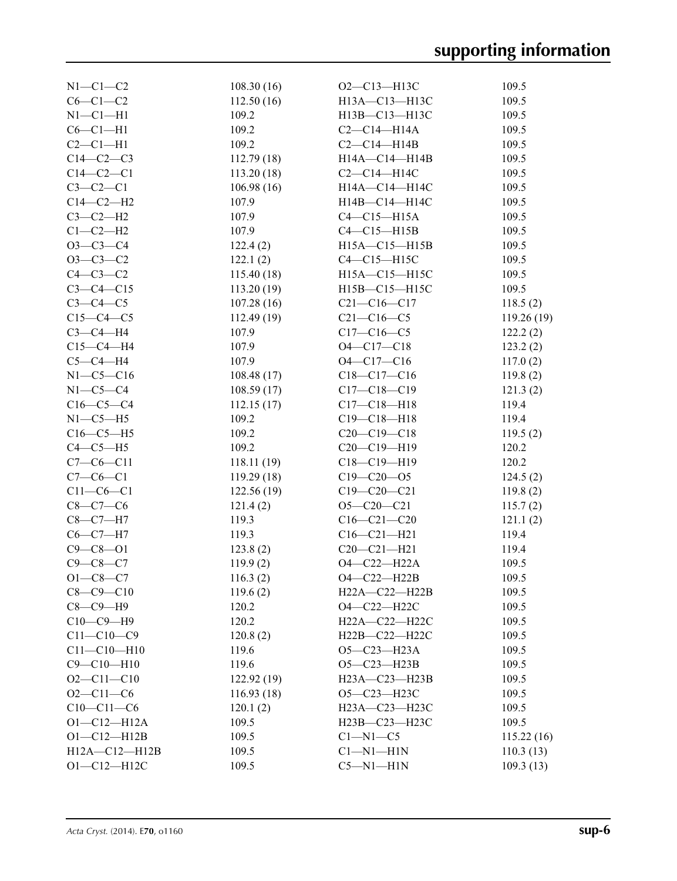| | | | |
|---|---|---|---|
| N1—C1—C2 | 108.30 (16) | O2—C13—H13C | 109.5 |
| C6—C1—C2 | 112.50 (16) | H13A—C13—H13C | 109.5 |
| N1—C1—H1 | 109.2 | H13B—C13—H13C | 109.5 |
| C6—C1—H1 | 109.2 | C2—C14—H14A | 109.5 |
| C2—C1—H1 | 109.2 | C2—C14—H14B | 109.5 |
| C14—C2—C3 | 112.79 (18) | H14A—C14—H14B | 109.5 |
| C14—C2—C1 | 113.20 (18) | C2—C14—H14C | 109.5 |
| C3—C2—C1 | 106.98 (16) | H14A—C14—H14C | 109.5 |
| C14—C2—H2 | 107.9 | H14B—C14—H14C | 109.5 |
| C3—C2—H2 | 107.9 | C4—C15—H15A | 109.5 |
| C1—C2—H2 | 107.9 | C4—C15—H15B | 109.5 |
| O3—C3—C4 | 122.4 (2) | H15A—C15—H15B | 109.5 |
| O3—C3—C2 | 122.1 (2) | C4—C15—H15C | 109.5 |
| C4—C3—C2 | 115.40 (18) | H15A—C15—H15C | 109.5 |
| C3—C4—C15 | 113.20 (19) | H15B—C15—H15C | 109.5 |
| C3—C4—C5 | 107.28 (16) | C21—C16—C17 | 118.5 (2) |
| C15—C4—C5 | 112.49 (19) | C21—C16—C5 | 119.26 (19) |
| C3—C4—H4 | 107.9 | C17—C16—C5 | 122.2 (2) |
| C15—C4—H4 | 107.9 | O4—C17—C18 | 123.2 (2) |
| C5—C4—H4 | 107.9 | O4—C17—C16 | 117.0 (2) |
| N1—C5—C16 | 108.48 (17) | C18—C17—C16 | 119.8 (2) |
| N1—C5—C4 | 108.59 (17) | C17—C18—C19 | 121.3 (2) |
| C16—C5—C4 | 112.15 (17) | C17—C18—H18 | 119.4 |
| N1—C5—H5 | 109.2 | C19—C18—H18 | 119.4 |
| C16—C5—H5 | 109.2 | C20—C19—C18 | 119.5 (2) |
| C4—C5—H5 | 109.2 | C20—C19—H19 | 120.2 |
| C7—C6—C11 | 118.11 (19) | C18—C19—H19 | 120.2 |
| C7—C6—C1 | 119.29 (18) | C19—C20—O5 | 124.5 (2) |
| C11—C6—C1 | 122.56 (19) | C19—C20—C21 | 119.8 (2) |
| C8—C7—C6 | 121.4 (2) | O5—C20—C21 | 115.7 (2) |
| C8—C7—H7 | 119.3 | C16—C21—C20 | 121.1 (2) |
| C6—C7—H7 | 119.3 | C16—C21—H21 | 119.4 |
| C9—C8—O1 | 123.8 (2) | C20—C21—H21 | 119.4 |
| C9—C8—C7 | 119.9 (2) | O4—C22—H22A | 109.5 |
| O1—C8—C7 | 116.3 (2) | O4—C22—H22B | 109.5 |
| C8—C9—C10 | 119.6 (2) | H22A—C22—H22B | 109.5 |
| C8—C9—H9 | 120.2 | O4—C22—H22C | 109.5 |
| C10—C9—H9 | 120.2 | H22A—C22—H22C | 109.5 |
| C11—C10—C9 | 120.8 (2) | H22B—C22—H22C | 109.5 |
| C11—C10—H10 | 119.6 | O5—C23—H23A | 109.5 |
| C9—C10—H10 | 119.6 | O5—C23—H23B | 109.5 |
| O2—C11—C10 | 122.92 (19) | H23A—C23—H23B | 109.5 |
| O2—C11—C6 | 116.93 (18) | O5—C23—H23C | 109.5 |
| C10—C11—C6 | 120.1 (2) | H23A—C23—H23C | 109.5 |
| O1—C12—H12A | 109.5 | H23B—C23—H23C | 109.5 |
| O1—C12—H12B | 109.5 | C1—N1—C5 | 115.22 (16) |
| H12A—C12—H12B | 109.5 | C1—N1—H1N | 110.3 (13) |
| O1—C12—H12C | 109.5 | C5—N1—H1N | 109.3 (13) |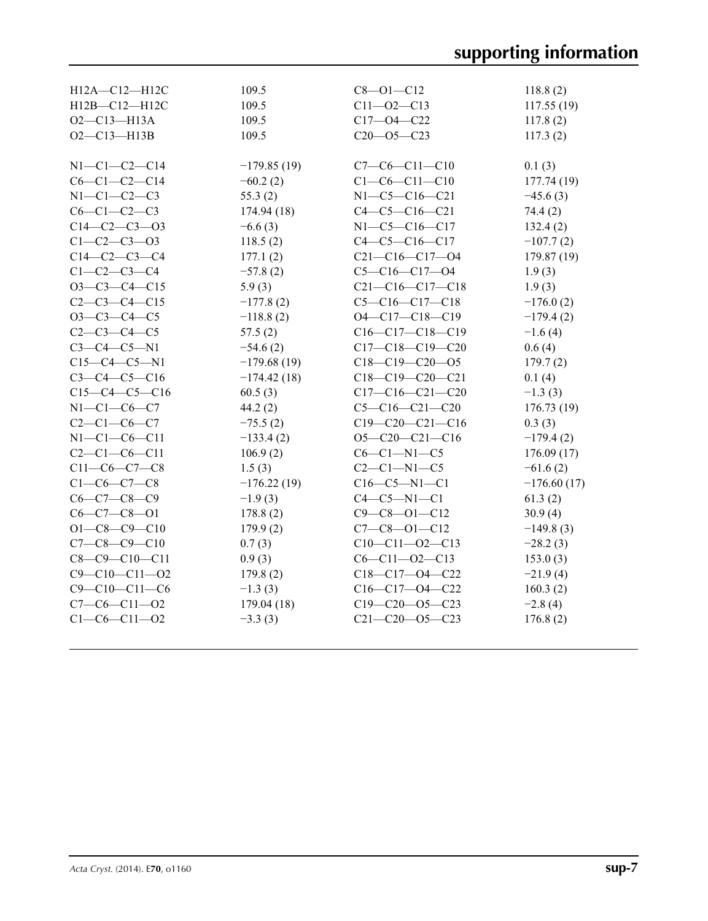| | | | |
|---|---|---|---|
| H12A—C12—H12C | 109.5 | C8—O1—C12 | 118.8 (2) |
| H12B—C12—H12C | 109.5 | C11—O2—C13 | 117.55 (19) |
| O2—C13—H13A | 109.5 | C17—O4—C22 | 117.8 (2) |
| O2—C13—H13B | 109.5 | C20—O5—C23 | 117.3 (2) |

| | | | |
|---|---|---|---|
| N1—C1—C2—C14 | −179.85 (19) | C7—C6—C11—C10 | 0.1 (3) |
| C6—C1—C2—C14 | −60.2 (2) | C1—C6—C11—C10 | 177.74 (19) |
| N1—C1—C2—C3 | 55.3 (2) | N1—C5—C16—C21 | −45.6 (3) |
| C6—C1—C2—C3 | 174.94 (18) | C4—C5—C16—C21 | 74.4 (2) |
| C14—C2—C3—O3 | −6.6 (3) | N1—C5—C16—C17 | 132.4 (2) |
| C1—C2—C3—O3 | 118.5 (2) | C4—C5—C16—C17 | −107.7 (2) |
| C14—C2—C3—C4 | 177.1 (2) | C21—C16—C17—O4 | 179.87 (19) |
| C1—C2—C3—C4 | −57.8 (2) | C5—C16—C17—O4 | 1.9 (3) |
| O3—C3—C4—C15 | 5.9 (3) | C21—C16—C17—C18 | 1.9 (3) |
| C2—C3—C4—C15 | −177.8 (2) | C5—C16—C17—C18 | −176.0 (2) |
| O3—C3—C4—C5 | −118.8 (2) | O4—C17—C18—C19 | −179.4 (2) |
| C2—C3—C4—C5 | 57.5 (2) | C16—C17—C18—C19 | −1.6 (4) |
| C3—C4—C5—N1 | −54.6 (2) | C17—C18—C19—C20 | 0.6 (4) |
| C15—C4—C5—N1 | −179.68 (19) | C18—C19—C20—O5 | 179.7 (2) |
| C3—C4—C5—C16 | −174.42 (18) | C18—C19—C20—C21 | 0.1 (4) |
| C15—C4—C5—C16 | 60.5 (3) | C17—C16—C21—C20 | −1.3 (3) |
| N1—C1—C6—C7 | 44.2 (2) | C5—C16—C21—C20 | 176.73 (19) |
| C2—C1—C6—C7 | −75.5 (2) | C19—C20—C21—C16 | 0.3 (3) |
| N1—C1—C6—C11 | −133.4 (2) | O5—C20—C21—C16 | −179.4 (2) |
| C2—C1—C6—C11 | 106.9 (2) | C6—C1—N1—C5 | 176.09 (17) |
| C11—C6—C7—C8 | 1.5 (3) | C2—C1—N1—C5 | −61.6 (2) |
| C1—C6—C7—C8 | −176.22 (19) | C16—C5—N1—C1 | −176.60 (17) |
| C6—C7—C8—C9 | −1.9 (3) | C4—C5—N1—C1 | 61.3 (2) |
| C6—C7—C8—O1 | 178.8 (2) | C9—C8—O1—C12 | 30.9 (4) |
| O1—C8—C9—C10 | 179.9 (2) | C7—C8—O1—C12 | −149.8 (3) |
| C7—C8—C9—C10 | 0.7 (3) | C10—C11—O2—C13 | −28.2 (3) |
| C8—C9—C10—C11 | 0.9 (3) | C6—C11—O2—C13 | 153.0 (3) |
| C9—C10—C11—O2 | 179.8 (2) | C18—C17—O4—C22 | −21.9 (4) |
| C9—C10—C11—C6 | −1.3 (3) | C16—C17—O4—C22 | 160.3 (2) |
| C7—C6—C11—O2 | 179.04 (18) | C19—C20—O5—C23 | −2.8 (4) |
| C1—C6—C11—O2 | −3.3 (3) | C21—C20—O5—C23 | 176.8 (2) |